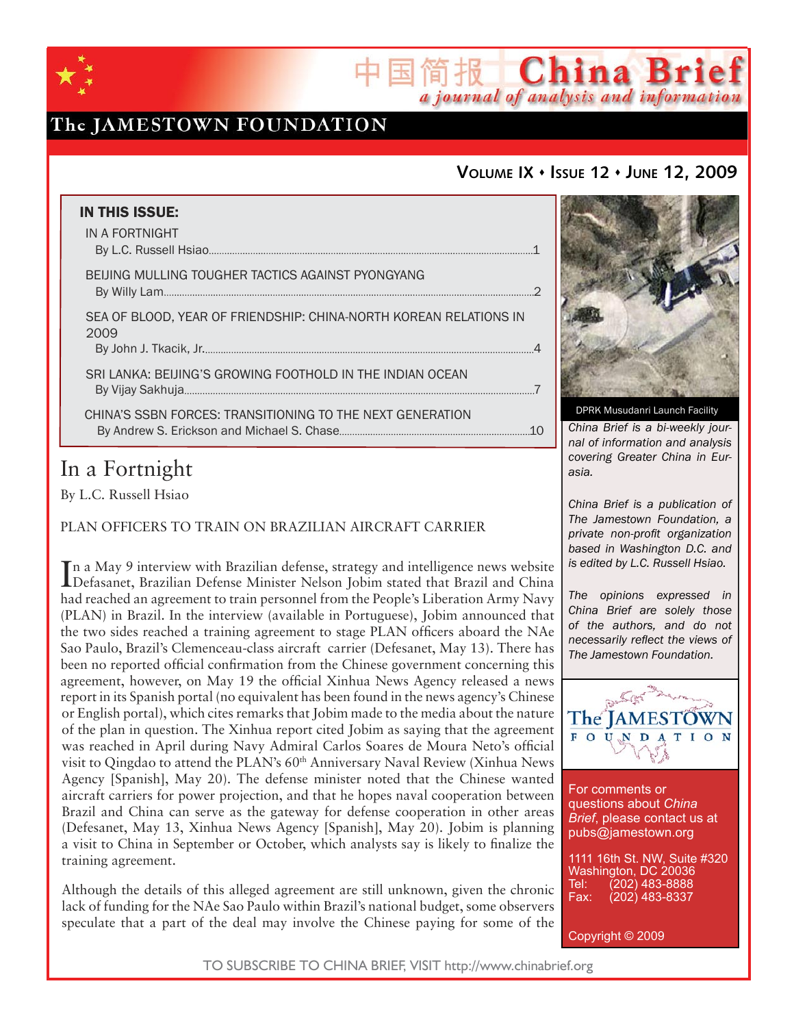# China Brief

*a journal of analysis and information*

**The JAMESTOWN FOUNDATION**

**Volume IX • Issue 12 • June 12, 2009**

**IN THIS ISSUE:**

IN A FORTNIGHT
By L.C. Russell Hsiao....1

BEIJING MULLING TOUGHER TACTICS AGAINST PYONGYANG
By Willy Lam....2

SEA OF BLOOD, YEAR OF FRIENDSHIP: CHINA-NORTH KOREAN RELATIONS IN 2009
By John J. Tkacik, Jr....4

SRI LANKA: BEIJING'S GROWING FOOTHOLD IN THE INDIAN OCEAN
By Vijay Sakhuja....7

CHINA'S SSBN FORCES: TRANSITIONING TO THE NEXT GENERATION
By Andrew S. Erickson and Michael S. Chase....10

DPRK Musudanri Launch Facility

*China Brief is a bi-weekly journal of information and analysis covering Greater China in Eurasia.*

*China Brief is a publication of The Jamestown Foundation, a private non-profit organization based in Washington D.C. and is edited by L.C. Russell Hsiao.*

*The opinions expressed in China Brief are solely those of the authors, and do not necessarily reflect the views of The Jamestown Foundation.*

For comments or questions about *China Brief*, please contact us at pubs@jamestown.org

1111 16th St. NW, Suite #320
Washington, DC 20036
Tel: (202) 483-8888
Fax: (202) 483-8337

Copyright © 2009

# In a Fortnight

By L.C. Russell Hsiao

## PLAN OFFICERS TO TRAIN ON BRAZILIAN AIRCRAFT CARRIER

In a May 9 interview with Brazilian defense, strategy and intelligence news website Defesanet, Brazilian Defense Minister Nelson Jobim stated that Brazil and China had reached an agreement to train personnel from the People's Liberation Army Navy (PLAN) in Brazil. In the interview (available in Portuguese), Jobim announced that the two sides reached a training agreement to stage PLAN officers aboard the NAe Sao Paulo, Brazil's Clemenceau-class aircraft carrier (Defesanet, May 13). There has been no reported official confirmation from the Chinese government concerning this agreement, however, on May 19 the official Xinhua News Agency released a news report in its Spanish portal (no equivalent has been found in the news agency's Chinese or English portal), which cites remarks that Jobim made to the media about the nature of the plan in question. The Xinhua report cited Jobim as saying that the agreement was reached in April during Navy Admiral Carlos Soares de Moura Neto's official visit to Qingdao to attend the PLAN's 60th Anniversary Naval Review (Xinhua News Agency [Spanish], May 20). The defense minister noted that the Chinese wanted aircraft carriers for power projection, and that he hopes naval cooperation between Brazil and China can serve as the gateway for defense cooperation in other areas (Defesanet, May 13, Xinhua News Agency [Spanish], May 20). Jobim is planning a visit to China in September or October, which analysts say is likely to finalize the training agreement.

Although the details of this alleged agreement are still unknown, given the chronic lack of funding for the NAe Sao Paulo within Brazil's national budget, some observers speculate that a part of the deal may involve the Chinese paying for some of the

TO SUBSCRIBE TO CHINA BRIEF, VISIT http://www.chinabrief.org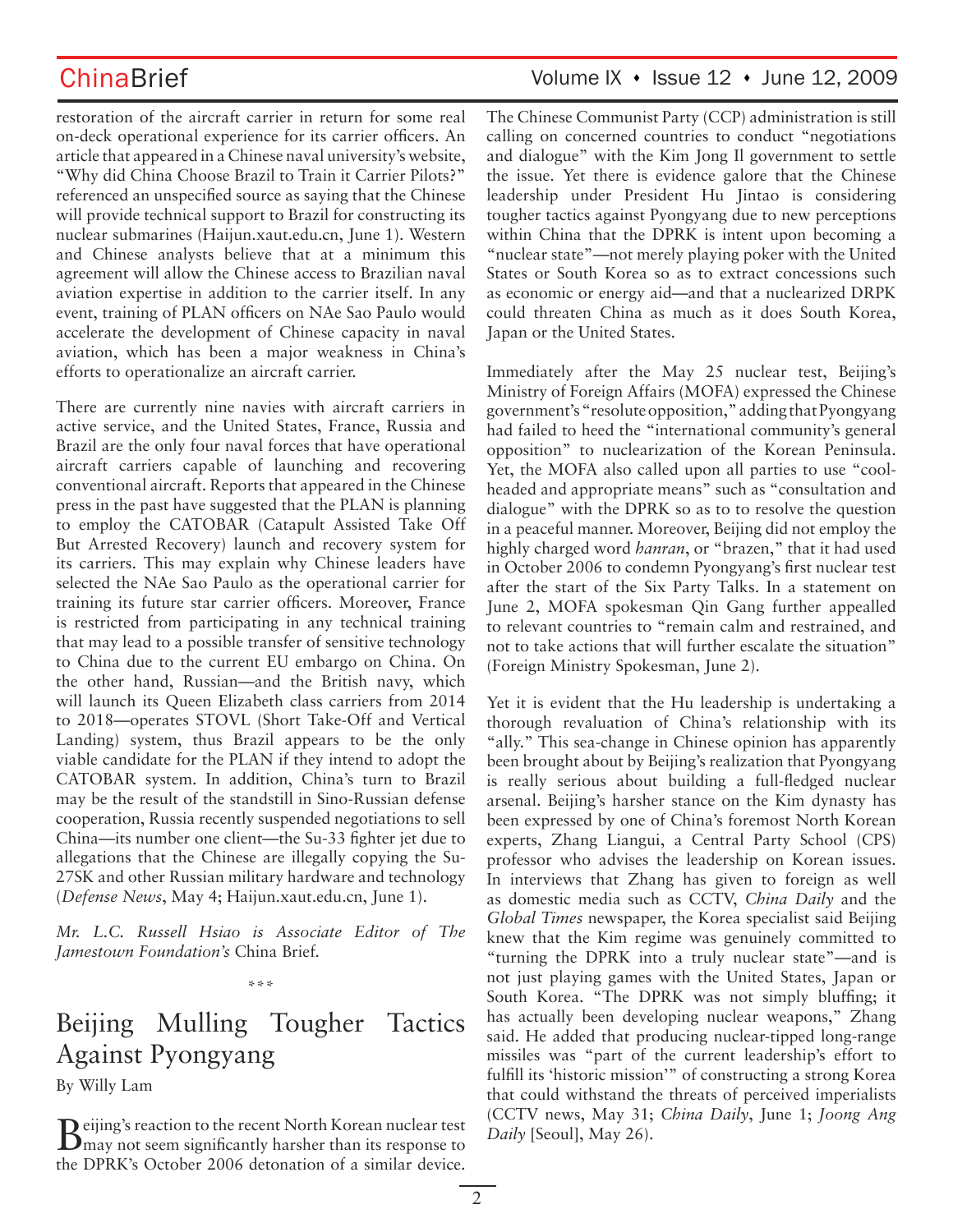restoration of the aircraft carrier in return for some real on-deck operational experience for its carrier officers. An article that appeared in a Chinese naval university's website, "Why did China Choose Brazil to Train it Carrier Pilots?" referenced an unspecified source as saying that the Chinese will provide technical support to Brazil for constructing its nuclear submarines (Haijun.xaut.edu.cn, June 1). Western and Chinese analysts believe that at a minimum this agreement will allow the Chinese access to Brazilian naval aviation expertise in addition to the carrier itself. In any event, training of PLAN officers on NAe Sao Paulo would accelerate the development of Chinese capacity in naval aviation, which has been a major weakness in China's efforts to operationalize an aircraft carrier.

There are currently nine navies with aircraft carriers in active service, and the United States, France, Russia and Brazil are the only four naval forces that have operational aircraft carriers capable of launching and recovering conventional aircraft. Reports that appeared in the Chinese press in the past have suggested that the PLAN is planning to employ the CATOBAR (Catapult Assisted Take Off But Arrested Recovery) launch and recovery system for its carriers. This may explain why Chinese leaders have selected the NAe Sao Paulo as the operational carrier for training its future star carrier officers. Moreover, France is restricted from participating in any technical training that may lead to a possible transfer of sensitive technology to China due to the current EU embargo on China. On the other hand, Russian—and the British navy, which will launch its Queen Elizabeth class carriers from 2014 to 2018—operates STOVL (Short Take-Off and Vertical Landing) system, thus Brazil appears to be the only viable candidate for the PLAN if they intend to adopt the CATOBAR system. In addition, China's turn to Brazil may be the result of the standstill in Sino-Russian defense cooperation, Russia recently suspended negotiations to sell China—its number one client—the Su-33 fighter jet due to allegations that the Chinese are illegally copying the Su-27SK and other Russian military hardware and technology (*Defense News*, May 4; Haijun.xaut.edu.cn, June 1).

*Mr. L.C. Russell Hsiao is Associate Editor of The Jamestown Foundation's* China Brief.

\*\*\*

# Beijing Mulling Tougher Tactics Against Pyongyang

By Willy Lam

Beijing's reaction to the recent North Korean nuclear test may not seem significantly harsher than its response to the DPRK's October 2006 detonation of a similar device. The Chinese Communist Party (CCP) administration is still calling on concerned countries to conduct "negotiations and dialogue" with the Kim Jong Il government to settle the issue. Yet there is evidence galore that the Chinese leadership under President Hu Jintao is considering tougher tactics against Pyongyang due to new perceptions within China that the DPRK is intent upon becoming a "nuclear state"—not merely playing poker with the United States or South Korea so as to extract concessions such as economic or energy aid—and that a nuclearized DRPK could threaten China as much as it does South Korea, Japan or the United States.

Immediately after the May 25 nuclear test, Beijing's Ministry of Foreign Affairs (MOFA) expressed the Chinese government's "resolute opposition," adding that Pyongyang had failed to heed the "international community's general opposition" to nuclearization of the Korean Peninsula. Yet, the MOFA also called upon all parties to use "cool-headed and appropriate means" such as "consultation and dialogue" with the DPRK so as to to resolve the question in a peaceful manner. Moreover, Beijing did not employ the highly charged word *hanran*, or "brazen," that it had used in October 2006 to condemn Pyongyang's first nuclear test after the start of the Six Party Talks. In a statement on June 2, MOFA spokesman Qin Gang further appealled to relevant countries to "remain calm and restrained, and not to take actions that will further escalate the situation" (Foreign Ministry Spokesman, June 2).

Yet it is evident that the Hu leadership is undertaking a thorough revaluation of China's relationship with its "ally." This sea-change in Chinese opinion has apparently been brought about by Beijing's realization that Pyongyang is really serious about building a full-fledged nuclear arsenal. Beijing's harsher stance on the Kim dynasty has been expressed by one of China's foremost North Korean experts, Zhang Liangui, a Central Party School (CPS) professor who advises the leadership on Korean issues. In interviews that Zhang has given to foreign as well as domestic media such as CCTV, *China Daily* and the *Global Times* newspaper, the Korea specialist said Beijing knew that the Kim regime was genuinely committed to "turning the DPRK into a truly nuclear state"—and is not just playing games with the United States, Japan or South Korea. "The DPRK was not simply bluffing; it has actually been developing nuclear weapons," Zhang said. He added that producing nuclear-tipped long-range missiles was "part of the current leadership's effort to fulfill its 'historic mission'" of constructing a strong Korea that could withstand the threats of perceived imperialists (CCTV news, May 31; *China Daily*, June 1; *Joong Ang Daily* [Seoul], May 26).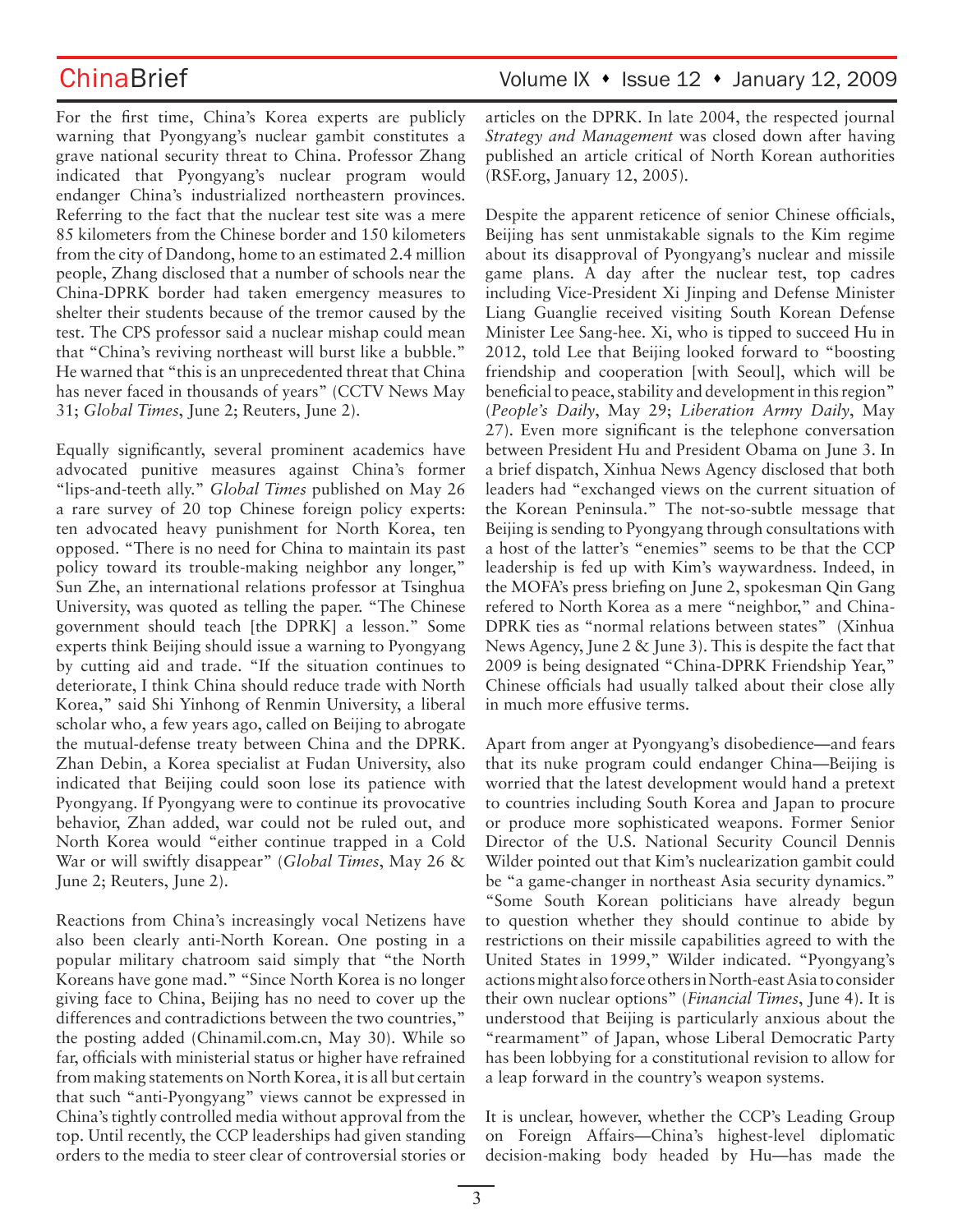For the first time, China's Korea experts are publicly warning that Pyongyang's nuclear gambit constitutes a grave national security threat to China. Professor Zhang indicated that Pyongyang's nuclear program would endanger China's industrialized northeastern provinces. Referring to the fact that the nuclear test site was a mere 85 kilometers from the Chinese border and 150 kilometers from the city of Dandong, home to an estimated 2.4 million people, Zhang disclosed that a number of schools near the China-DPRK border had taken emergency measures to shelter their students because of the tremor caused by the test. The CPS professor said a nuclear mishap could mean that "China's reviving northeast will burst like a bubble." He warned that "this is an unprecedented threat that China has never faced in thousands of years" (CCTV News May 31; *Global Times*, June 2; Reuters, June 2).

Equally significantly, several prominent academics have advocated punitive measures against China's former "lips-and-teeth ally." *Global Times* published on May 26 a rare survey of 20 top Chinese foreign policy experts: ten advocated heavy punishment for North Korea, ten opposed. "There is no need for China to maintain its past policy toward its trouble-making neighbor any longer," Sun Zhe, an international relations professor at Tsinghua University, was quoted as telling the paper. "The Chinese government should teach [the DPRK] a lesson." Some experts think Beijing should issue a warning to Pyongyang by cutting aid and trade. "If the situation continues to deteriorate, I think China should reduce trade with North Korea," said Shi Yinhong of Renmin University, a liberal scholar who, a few years ago, called on Beijing to abrogate the mutual-defense treaty between China and the DPRK. Zhan Debin, a Korea specialist at Fudan University, also indicated that Beijing could soon lose its patience with Pyongyang. If Pyongyang were to continue its provocative behavior, Zhan added, war could not be ruled out, and North Korea would "either continue trapped in a Cold War or will swiftly disappear" (*Global Times*, May 26 & June 2; Reuters, June 2).

Reactions from China's increasingly vocal Netizens have also been clearly anti-North Korean. One posting in a popular military chatroom said simply that "the North Koreans have gone mad." "Since North Korea is no longer giving face to China, Beijing has no need to cover up the differences and contradictions between the two countries," the posting added (Chinamil.com.cn, May 30). While so far, officials with ministerial status or higher have refrained from making statements on North Korea, it is all but certain that such "anti-Pyongyang" views cannot be expressed in China's tightly controlled media without approval from the top. Until recently, the CCP leaderships had given standing orders to the media to steer clear of controversial stories or articles on the DPRK. In late 2004, the respected journal *Strategy and Management* was closed down after having published an article critical of North Korean authorities (RSF.org, January 12, 2005).

Despite the apparent reticence of senior Chinese officials, Beijing has sent unmistakable signals to the Kim regime about its disapproval of Pyongyang's nuclear and missile game plans. A day after the nuclear test, top cadres including Vice-President Xi Jinping and Defense Minister Liang Guanglie received visiting South Korean Defense Minister Lee Sang-hee. Xi, who is tipped to succeed Hu in 2012, told Lee that Beijing looked forward to "boosting friendship and cooperation [with Seoul], which will be beneficial to peace, stability and development in this region" (*People's Daily*, May 29; *Liberation Army Daily*, May 27). Even more significant is the telephone conversation between President Hu and President Obama on June 3. In a brief dispatch, Xinhua News Agency disclosed that both leaders had "exchanged views on the current situation of the Korean Peninsula." The not-so-subtle message that Beijing is sending to Pyongyang through consultations with a host of the latter's "enemies" seems to be that the CCP leadership is fed up with Kim's waywardness. Indeed, in the MOFA's press briefing on June 2, spokesman Qin Gang refered to North Korea as a mere "neighbor," and China-DPRK ties as "normal relations between states" (Xinhua News Agency, June 2 & June 3). This is despite the fact that 2009 is being designated "China-DPRK Friendship Year," Chinese officials had usually talked about their close ally in much more effusive terms.

Apart from anger at Pyongyang's disobedience—and fears that its nuke program could endanger China—Beijing is worried that the latest development would hand a pretext to countries including South Korea and Japan to procure or produce more sophisticated weapons. Former Senior Director of the U.S. National Security Council Dennis Wilder pointed out that Kim's nuclearization gambit could be "a game-changer in northeast Asia security dynamics." "Some South Korean politicians have already begun to question whether they should continue to abide by restrictions on their missile capabilities agreed to with the United States in 1999," Wilder indicated. "Pyongyang's actions might also force others in North-east Asia to consider their own nuclear options" (*Financial Times*, June 4). It is understood that Beijing is particularly anxious about the "rearmament" of Japan, whose Liberal Democratic Party has been lobbying for a constitutional revision to allow for a leap forward in the country's weapon systems.

It is unclear, however, whether the CCP's Leading Group on Foreign Affairs—China's highest-level diplomatic decision-making body headed by Hu—has made the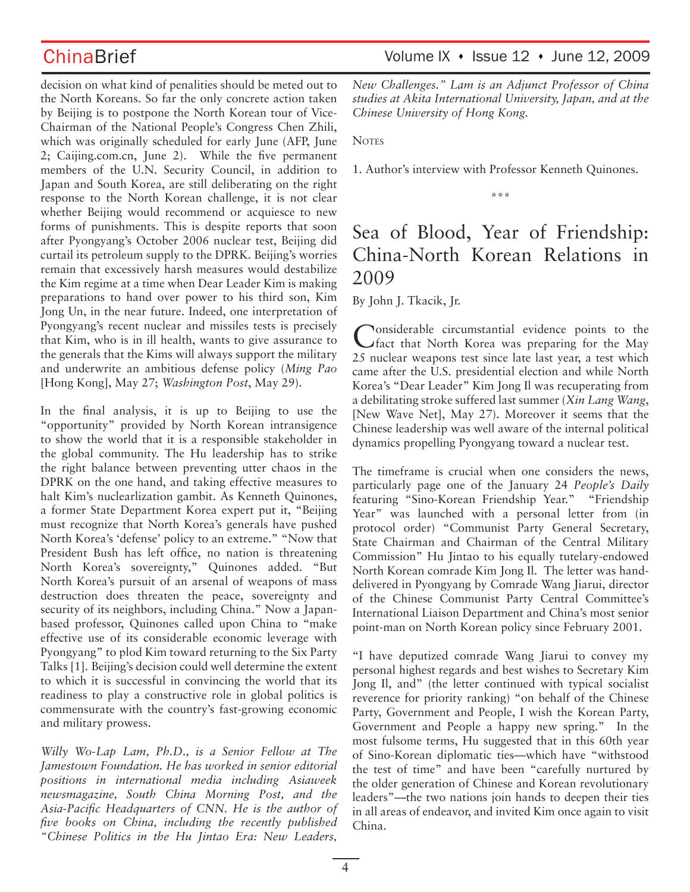decision on what kind of penalities should be meted out to the North Koreans. So far the only concrete action taken by Beijing is to postpone the North Korean tour of Vice-Chairman of the National People's Congress Chen Zhili, which was originally scheduled for early June (AFP, June 2; Caijing.com.cn, June 2). While the five permanent members of the U.N. Security Council, in addition to Japan and South Korea, are still deliberating on the right response to the North Korean challenge, it is not clear whether Beijing would recommend or acquiesce to new forms of punishments. This is despite reports that soon after Pyongyang's October 2006 nuclear test, Beijing did curtail its petroleum supply to the DPRK. Beijing's worries remain that excessively harsh measures would destabilize the Kim regime at a time when Dear Leader Kim is making preparations to hand over power to his third son, Kim Jong Un, in the near future. Indeed, one interpretation of Pyongyang's recent nuclear and missiles tests is precisely that Kim, who is in ill health, wants to give assurance to the generals that the Kims will always support the military and underwrite an ambitious defense policy (*Ming Pao* [Hong Kong], May 27; *Washington Post*, May 29).

In the final analysis, it is up to Beijing to use the "opportunity" provided by North Korean intransigence to show the world that it is a responsible stakeholder in the global community. The Hu leadership has to strike the right balance between preventing utter chaos in the DPRK on the one hand, and taking effective measures to halt Kim's nuclearlization gambit. As Kenneth Quinones, a former State Department Korea expert put it, "Beijing must recognize that North Korea's generals have pushed North Korea's 'defense' policy to an extreme." "Now that President Bush has left office, no nation is threatening North Korea's sovereignty," Quinones added. "But North Korea's pursuit of an arsenal of weapons of mass destruction does threaten the peace, sovereignty and security of its neighbors, including China." Now a Japan-based professor, Quinones called upon China to "make effective use of its considerable economic leverage with Pyongyang" to plod Kim toward returning to the Six Party Talks [1]. Beijing's decision could well determine the extent to which it is successful in convincing the world that its readiness to play a constructive role in global politics is commensurate with the country's fast-growing economic and military prowess.

*Willy Wo-Lap Lam, Ph.D., is a Senior Fellow at The Jamestown Foundation. He has worked in senior editorial positions in international media including Asiaweek newsmagazine, South China Morning Post, and the Asia-Pacific Headquarters of CNN. He is the author of five books on China, including the recently published "Chinese Politics in the Hu Jintao Era: New Leaders, New Challenges." Lam is an Adjunct Professor of China studies at Akita International University, Japan, and at the Chinese University of Hong Kong.*

NOTES

1. Author's interview with Professor Kenneth Quinones.

\*\*\*

# Sea of Blood, Year of Friendship: China-North Korean Relations in 2009

By John J. Tkacik, Jr.

Considerable circumstantial evidence points to the fact that North Korea was preparing for the May 25 nuclear weapons test since late last year, a test which came after the U.S. presidential election and while North Korea's "Dear Leader" Kim Jong Il was recuperating from a debilitating stroke suffered last summer (*Xin Lang Wang*, [New Wave Net], May 27). Moreover it seems that the Chinese leadership was well aware of the internal political dynamics propelling Pyongyang toward a nuclear test.

The timeframe is crucial when one considers the news, particularly page one of the January 24 *People's Daily* featuring "Sino-Korean Friendship Year." "Friendship Year" was launched with a personal letter from (in protocol order) "Communist Party General Secretary, State Chairman and Chairman of the Central Military Commission" Hu Jintao to his equally tutelary-endowed North Korean comrade Kim Jong Il. The letter was hand-delivered in Pyongyang by Comrade Wang Jiarui, director of the Chinese Communist Party Central Committee's International Liaison Department and China's most senior point-man on North Korean policy since February 2001.

"I have deputized comrade Wang Jiarui to convey my personal highest regards and best wishes to Secretary Kim Jong Il, and" (the letter continued with typical socialist reverence for priority ranking) "on behalf of the Chinese Party, Government and People, I wish the Korean Party, Government and People a happy new spring." In the most fulsome terms, Hu suggested that in this 60th year of Sino-Korean diplomatic ties—which have "withstood the test of time" and have been "carefully nurtured by the older generation of Chinese and Korean revolutionary leaders"—the two nations join hands to deepen their ties in all areas of endeavor, and invited Kim once again to visit China.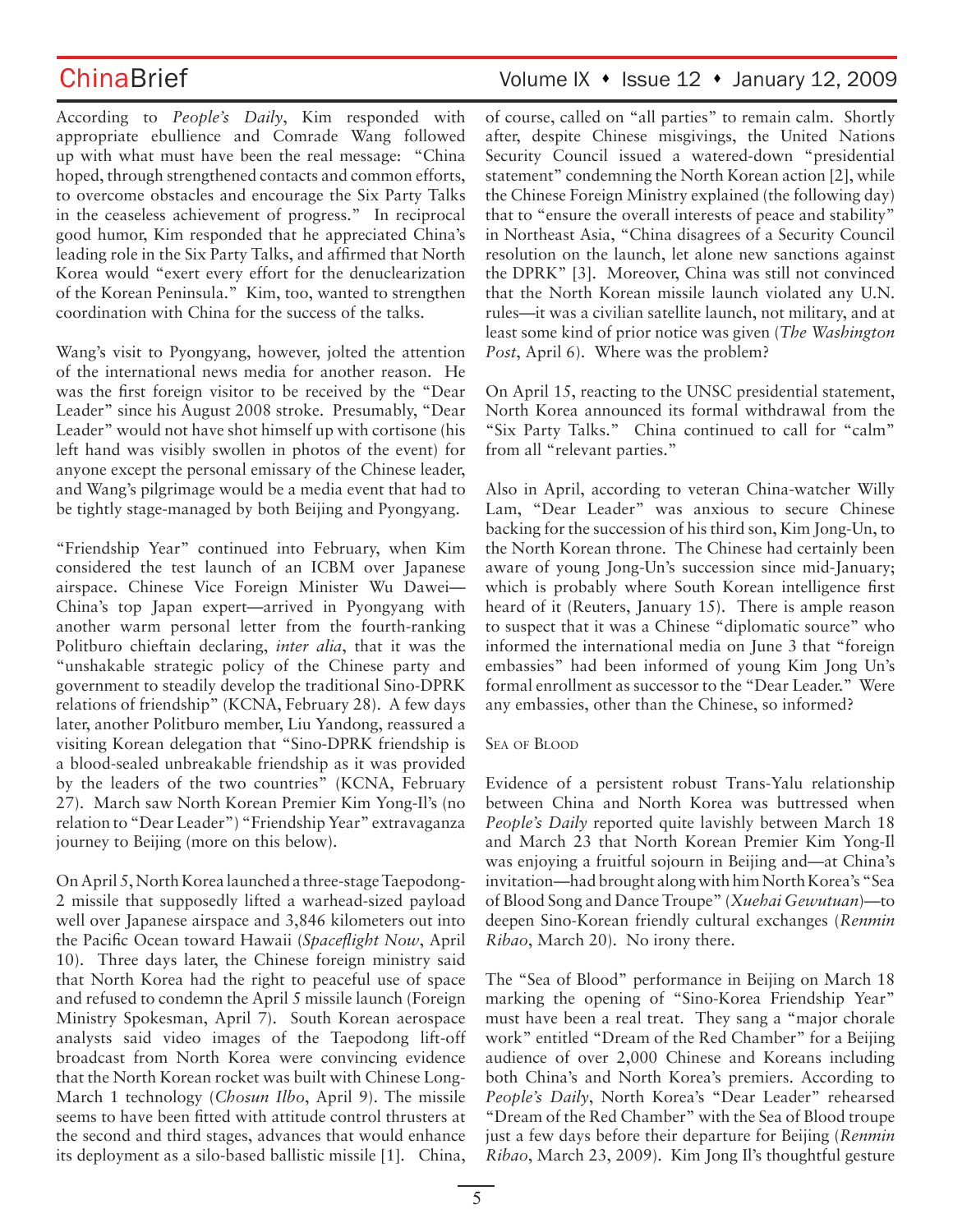According to *People's Daily*, Kim responded with appropriate ebullience and Comrade Wang followed up with what must have been the real message: "China hoped, through strengthened contacts and common efforts, to overcome obstacles and encourage the Six Party Talks in the ceaseless achievement of progress." In reciprocal good humor, Kim responded that he appreciated China's leading role in the Six Party Talks, and affirmed that North Korea would "exert every effort for the denuclearization of the Korean Peninsula." Kim, too, wanted to strengthen coordination with China for the success of the talks.

Wang's visit to Pyongyang, however, jolted the attention of the international news media for another reason. He was the first foreign visitor to be received by the "Dear Leader" since his August 2008 stroke. Presumably, "Dear Leader" would not have shot himself up with cortisone (his left hand was visibly swollen in photos of the event) for anyone except the personal emissary of the Chinese leader, and Wang's pilgrimage would be a media event that had to be tightly stage-managed by both Beijing and Pyongyang.

"Friendship Year" continued into February, when Kim considered the test launch of an ICBM over Japanese airspace. Chinese Vice Foreign Minister Wu Dawei—China's top Japan expert—arrived in Pyongyang with another warm personal letter from the fourth-ranking Politburo chieftain declaring, *inter alia*, that it was the "unshakable strategic policy of the Chinese party and government to steadily develop the traditional Sino-DPRK relations of friendship" (KCNA, February 28). A few days later, another Politburo member, Liu Yandong, reassured a visiting Korean delegation that "Sino-DPRK friendship is a blood-sealed unbreakable friendship as it was provided by the leaders of the two countries" (KCNA, February 27). March saw North Korean Premier Kim Yong-Il's (no relation to "Dear Leader") "Friendship Year" extravaganza journey to Beijing (more on this below).

On April 5, North Korea launched a three-stage Taepodong-2 missile that supposedly lifted a warhead-sized payload well over Japanese airspace and 3,846 kilometers out into the Pacific Ocean toward Hawaii (*Spaceflight Now*, April 10). Three days later, the Chinese foreign ministry said that North Korea had the right to peaceful use of space and refused to condemn the April 5 missile launch (Foreign Ministry Spokesman, April 7). South Korean aerospace analysts said video images of the Taepodong lift-off broadcast from North Korea were convincing evidence that the North Korean rocket was built with Chinese Long-March 1 technology (*Chosun Ilbo*, April 9). The missile seems to have been fitted with attitude control thrusters at the second and third stages, advances that would enhance its deployment as a silo-based ballistic missile [1]. China, of course, called on "all parties" to remain calm. Shortly after, despite Chinese misgivings, the United Nations Security Council issued a watered-down "presidential statement" condemning the North Korean action [2], while the Chinese Foreign Ministry explained (the following day) that to "ensure the overall interests of peace and stability" in Northeast Asia, "China disagrees of a Security Council resolution on the launch, let alone new sanctions against the DPRK" [3]. Moreover, China was still not convinced that the North Korean missile launch violated any U.N. rules—it was a civilian satellite launch, not military, and at least some kind of prior notice was given (*The Washington Post*, April 6). Where was the problem?

On April 15, reacting to the UNSC presidential statement, North Korea announced its formal withdrawal from the "Six Party Talks." China continued to call for "calm" from all "relevant parties."

Also in April, according to veteran China-watcher Willy Lam, "Dear Leader" was anxious to secure Chinese backing for the succession of his third son, Kim Jong-Un, to the North Korean throne. The Chinese had certainly been aware of young Jong-Un's succession since mid-January; which is probably where South Korean intelligence first heard of it (Reuters, January 15). There is ample reason to suspect that it was a Chinese "diplomatic source" who informed the international media on June 3 that "foreign embassies" had been informed of young Kim Jong Un's formal enrollment as successor to the "Dear Leader." Were any embassies, other than the Chinese, so informed?

## Sea of Blood

Evidence of a persistent robust Trans-Yalu relationship between China and North Korea was buttressed when *People's Daily* reported quite lavishly between March 18 and March 23 that North Korean Premier Kim Yong-Il was enjoying a fruitful sojourn in Beijing and—at China's invitation—had brought along with him North Korea's "Sea of Blood Song and Dance Troupe" (*Xuehai Gewutuan*)—to deepen Sino-Korean friendly cultural exchanges (*Renmin Ribao*, March 20). No irony there.

The "Sea of Blood" performance in Beijing on March 18 marking the opening of "Sino-Korea Friendship Year" must have been a real treat. They sang a "major chorale work" entitled "Dream of the Red Chamber" for a Beijing audience of over 2,000 Chinese and Koreans including both China's and North Korea's premiers. According to *People's Daily*, North Korea's "Dear Leader" rehearsed "Dream of the Red Chamber" with the Sea of Blood troupe just a few days before their departure for Beijing (*Renmin Ribao*, March 23, 2009). Kim Jong Il's thoughtful gesture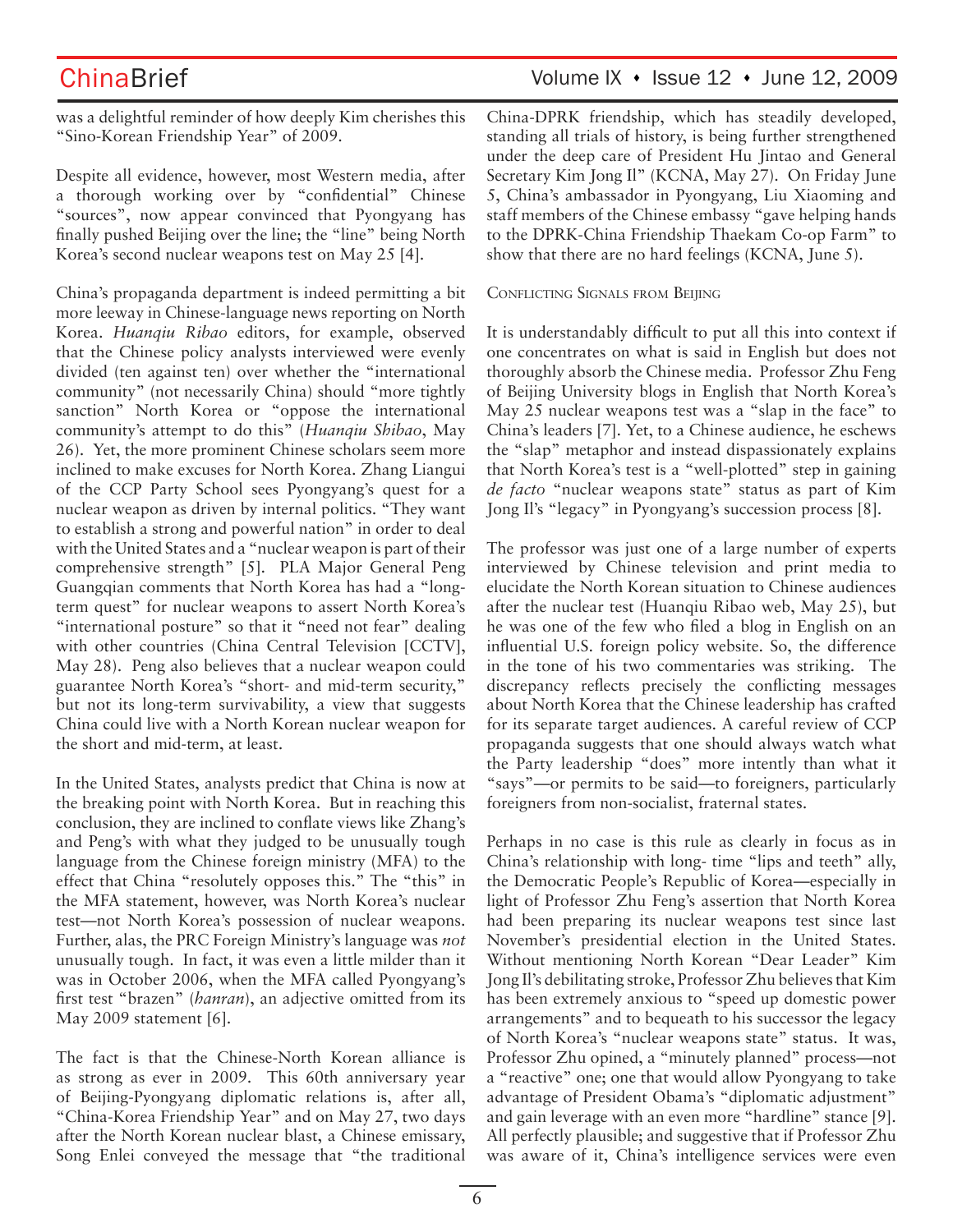was a delightful reminder of how deeply Kim cherishes this "Sino-Korean Friendship Year" of 2009.

Despite all evidence, however, most Western media, after a thorough working over by "confidential" Chinese "sources", now appear convinced that Pyongyang has finally pushed Beijing over the line; the "line" being North Korea's second nuclear weapons test on May 25 [4].

China's propaganda department is indeed permitting a bit more leeway in Chinese-language news reporting on North Korea. *Huanqiu Ribao* editors, for example, observed that the Chinese policy analysts interviewed were evenly divided (ten against ten) over whether the "international community" (not necessarily China) should "more tightly sanction" North Korea or "oppose the international community's attempt to do this" (*Huanqiu Shibao*, May 26). Yet, the more prominent Chinese scholars seem more inclined to make excuses for North Korea. Zhang Liangui of the CCP Party School sees Pyongyang's quest for a nuclear weapon as driven by internal politics. "They want to establish a strong and powerful nation" in order to deal with the United States and a "nuclear weapon is part of their comprehensive strength" [5]. PLA Major General Peng Guangqian comments that North Korea has had a "long-term quest" for nuclear weapons to assert North Korea's "international posture" so that it "need not fear" dealing with other countries (China Central Television [CCTV], May 28). Peng also believes that a nuclear weapon could guarantee North Korea's "short- and mid-term security," but not its long-term survivability, a view that suggests China could live with a North Korean nuclear weapon for the short and mid-term, at least.

In the United States, analysts predict that China is now at the breaking point with North Korea. But in reaching this conclusion, they are inclined to conflate views like Zhang's and Peng's with what they judged to be unusually tough language from the Chinese foreign ministry (MFA) to the effect that China "resolutely opposes this." The "this" in the MFA statement, however, was North Korea's nuclear test—not North Korea's possession of nuclear weapons. Further, alas, the PRC Foreign Ministry's language was *not* unusually tough. In fact, it was even a little milder than it was in October 2006, when the MFA called Pyongyang's first test "brazen" (*hanran*), an adjective omitted from its May 2009 statement [6].

The fact is that the Chinese-North Korean alliance is as strong as ever in 2009. This 60th anniversary year of Beijing-Pyongyang diplomatic relations is, after all, "China-Korea Friendship Year" and on May 27, two days after the North Korean nuclear blast, a Chinese emissary, Song Enlei conveyed the message that "the traditional China-DPRK friendship, which has steadily developed, standing all trials of history, is being further strengthened under the deep care of President Hu Jintao and General Secretary Kim Jong Il" (KCNA, May 27). On Friday June 5, China's ambassador in Pyongyang, Liu Xiaoming and staff members of the Chinese embassy "gave helping hands to the DPRK-China Friendship Thaekam Co-op Farm" to show that there are no hard feelings (KCNA, June 5).

### Conflicting Signals from Beijing

It is understandably difficult to put all this into context if one concentrates on what is said in English but does not thoroughly absorb the Chinese media. Professor Zhu Feng of Beijing University blogs in English that North Korea's May 25 nuclear weapons test was a "slap in the face" to China's leaders [7]. Yet, to a Chinese audience, he eschews the "slap" metaphor and instead dispassionately explains that North Korea's test is a "well-plotted" step in gaining *de facto* "nuclear weapons state" status as part of Kim Jong Il's "legacy" in Pyongyang's succession process [8].

The professor was just one of a large number of experts interviewed by Chinese television and print media to elucidate the North Korean situation to Chinese audiences after the nuclear test (Huanqiu Ribao web, May 25), but he was one of the few who filed a blog in English on an influential U.S. foreign policy website. So, the difference in the tone of his two commentaries was striking. The discrepancy reflects precisely the conflicting messages about North Korea that the Chinese leadership has crafted for its separate target audiences. A careful review of CCP propaganda suggests that one should always watch what the Party leadership "does" more intently than what it "says"—or permits to be said—to foreigners, particularly foreigners from non-socialist, fraternal states.

Perhaps in no case is this rule as clearly in focus as in China's relationship with long- time "lips and teeth" ally, the Democratic People's Republic of Korea—especially in light of Professor Zhu Feng's assertion that North Korea had been preparing its nuclear weapons test since last November's presidential election in the United States. Without mentioning North Korean "Dear Leader" Kim Jong Il's debilitating stroke, Professor Zhu believes that Kim has been extremely anxious to "speed up domestic power arrangements" and to bequeath to his successor the legacy of North Korea's "nuclear weapons state" status. It was, Professor Zhu opined, a "minutely planned" process—not a "reactive" one; one that would allow Pyongyang to take advantage of President Obama's "diplomatic adjustment" and gain leverage with an even more "hardline" stance [9]. All perfectly plausible; and suggestive that if Professor Zhu was aware of it, China's intelligence services were even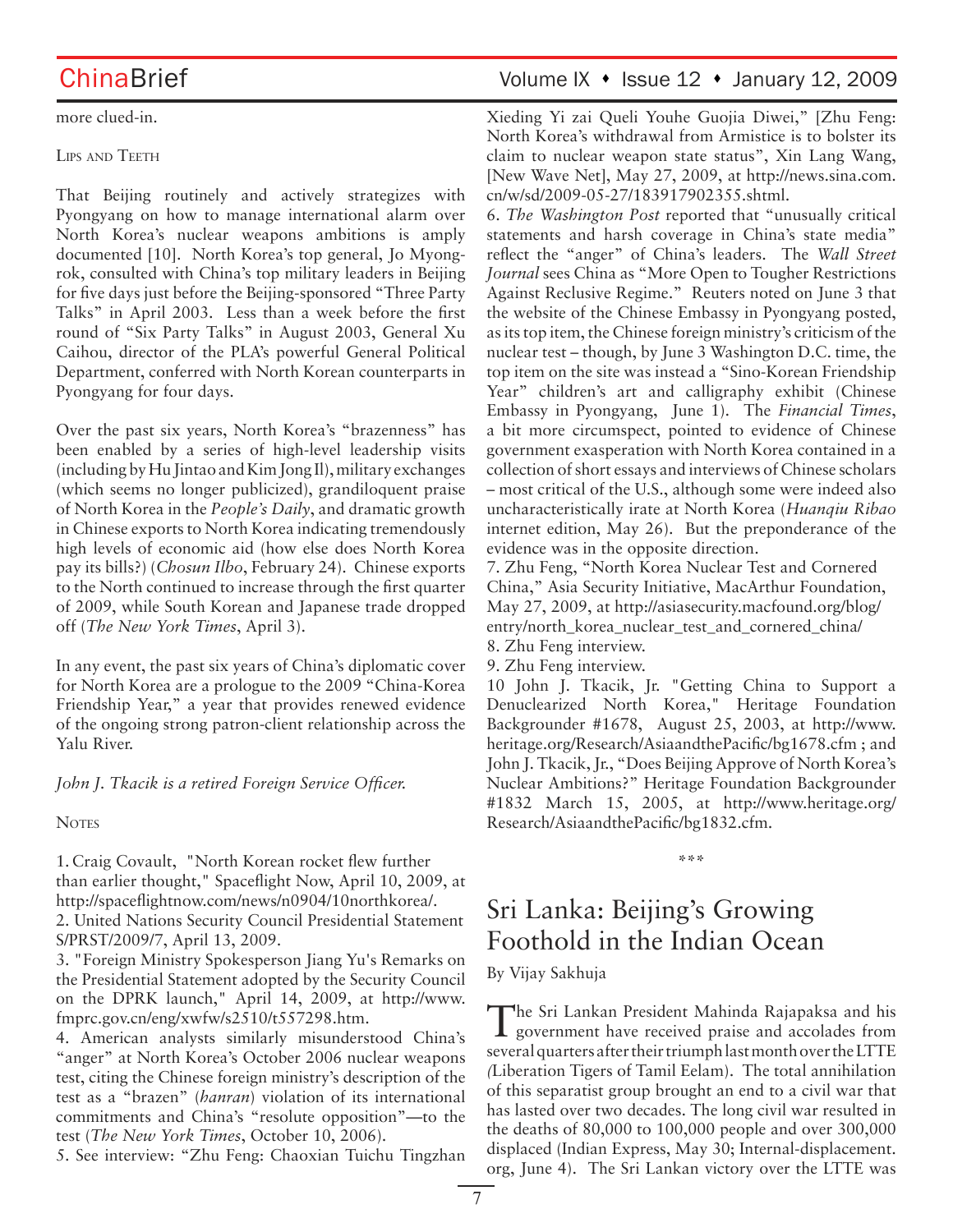more clued-in.

### Lips and Teeth

That Beijing routinely and actively strategizes with Pyongyang on how to manage international alarm over North Korea's nuclear weapons ambitions is amply documented [10]. North Korea's top general, Jo Myong-rok, consulted with China's top military leaders in Beijing for five days just before the Beijing-sponsored "Three Party Talks" in April 2003. Less than a week before the first round of "Six Party Talks" in August 2003, General Xu Caihou, director of the PLA's powerful General Political Department, conferred with North Korean counterparts in Pyongyang for four days.

Over the past six years, North Korea's "brazenness" has been enabled by a series of high-level leadership visits (including by Hu Jintao and Kim Jong Il), military exchanges (which seems no longer publicized), grandiloquent praise of North Korea in the *People's Daily*, and dramatic growth in Chinese exports to North Korea indicating tremendously high levels of economic aid (how else does North Korea pay its bills?) (*Chosun Ilbo*, February 24). Chinese exports to the North continued to increase through the first quarter of 2009, while South Korean and Japanese trade dropped off (*The New York Times*, April 3).

In any event, the past six years of China's diplomatic cover for North Korea are a prologue to the 2009 "China-Korea Friendship Year," a year that provides renewed evidence of the ongoing strong patron-client relationship across the Yalu River.

*John J. Tkacik is a retired Foreign Service Officer.*

### Notes

1. Craig Covault, "North Korean rocket flew further than earlier thought," Spaceflight Now, April 10, 2009, at http://spaceflightnow.com/news/n0904/10northkorea/.
2. United Nations Security Council Presidential Statement S/PRST/2009/7, April 13, 2009.
3. "Foreign Ministry Spokesperson Jiang Yu's Remarks on the Presidential Statement adopted by the Security Council on the DPRK launch," April 14, 2009, at http://www.fmprc.gov.cn/eng/xwfw/s2510/t557298.htm.
4. American analysts similarly misunderstood China's "anger" at North Korea's October 2006 nuclear weapons test, citing the Chinese foreign ministry's description of the test as a "brazen" (*hanran*) violation of its international commitments and China's "resolute opposition"—to the test (*The New York Times*, October 10, 2006).
5. See interview: "Zhu Feng: Chaoxian Tuichu Tingzhan Xieding Yi zai Queli Youhe Guojia Diwei," [Zhu Feng: North Korea's withdrawal from Armistice is to bolster its claim to nuclear weapon state status", Xin Lang Wang, [New Wave Net], May 27, 2009, at http://news.sina.com.cn/w/sd/2009-05-27/183917902355.shtml.
6. *The Washington Post* reported that "unusually critical statements and harsh coverage in China's state media" reflect the "anger" of China's leaders. The *Wall Street Journal* sees China as "More Open to Tougher Restrictions Against Reclusive Regime." Reuters noted on June 3 that the website of the Chinese Embassy in Pyongyang posted, as its top item, the Chinese foreign ministry's criticism of the nuclear test – though, by June 3 Washington D.C. time, the top item on the site was instead a "Sino-Korean Friendship Year" children's art and calligraphy exhibit (Chinese Embassy in Pyongyang, June 1). The *Financial Times*, a bit more circumspect, pointed to evidence of Chinese government exasperation with North Korea contained in a collection of short essays and interviews of Chinese scholars – most critical of the U.S., although some were indeed also uncharacteristically irate at North Korea (*Huanqiu Ribao* internet edition, May 26). But the preponderance of the evidence was in the opposite direction.
7. Zhu Feng, "North Korea Nuclear Test and Cornered China," Asia Security Initiative, MacArthur Foundation, May 27, 2009, at http://asiasecurity.macfound.org/blog/entry/north_korea_nuclear_test_and_cornered_china/
8. Zhu Feng interview.
9. Zhu Feng interview.
10 John J. Tkacik, Jr. "Getting China to Support a Denuclearized North Korea," Heritage Foundation Backgrounder #1678, August 25, 2003, at http://www.heritage.org/Research/AsiaandthePacific/bg1678.cfm ; and John J. Tkacik, Jr., "Does Beijing Approve of North Korea's Nuclear Ambitions?" Heritage Foundation Backgrounder #1832 March 15, 2005, at http://www.heritage.org/Research/AsiaandthePacific/bg1832.cfm.

\*\*\*

# Sri Lanka: Beijing's Growing Foothold in the Indian Ocean

By Vijay Sakhuja

The Sri Lankan President Mahinda Rajapaksa and his government have received praise and accolades from several quarters after their triumph last month over the LTTE (Liberation Tigers of Tamil Eelam). The total annihilation of this separatist group brought an end to a civil war that has lasted over two decades. The long civil war resulted in the deaths of 80,000 to 100,000 people and over 300,000 displaced (Indian Express, May 30; Internal-displacement.org, June 4). The Sri Lankan victory over the LTTE was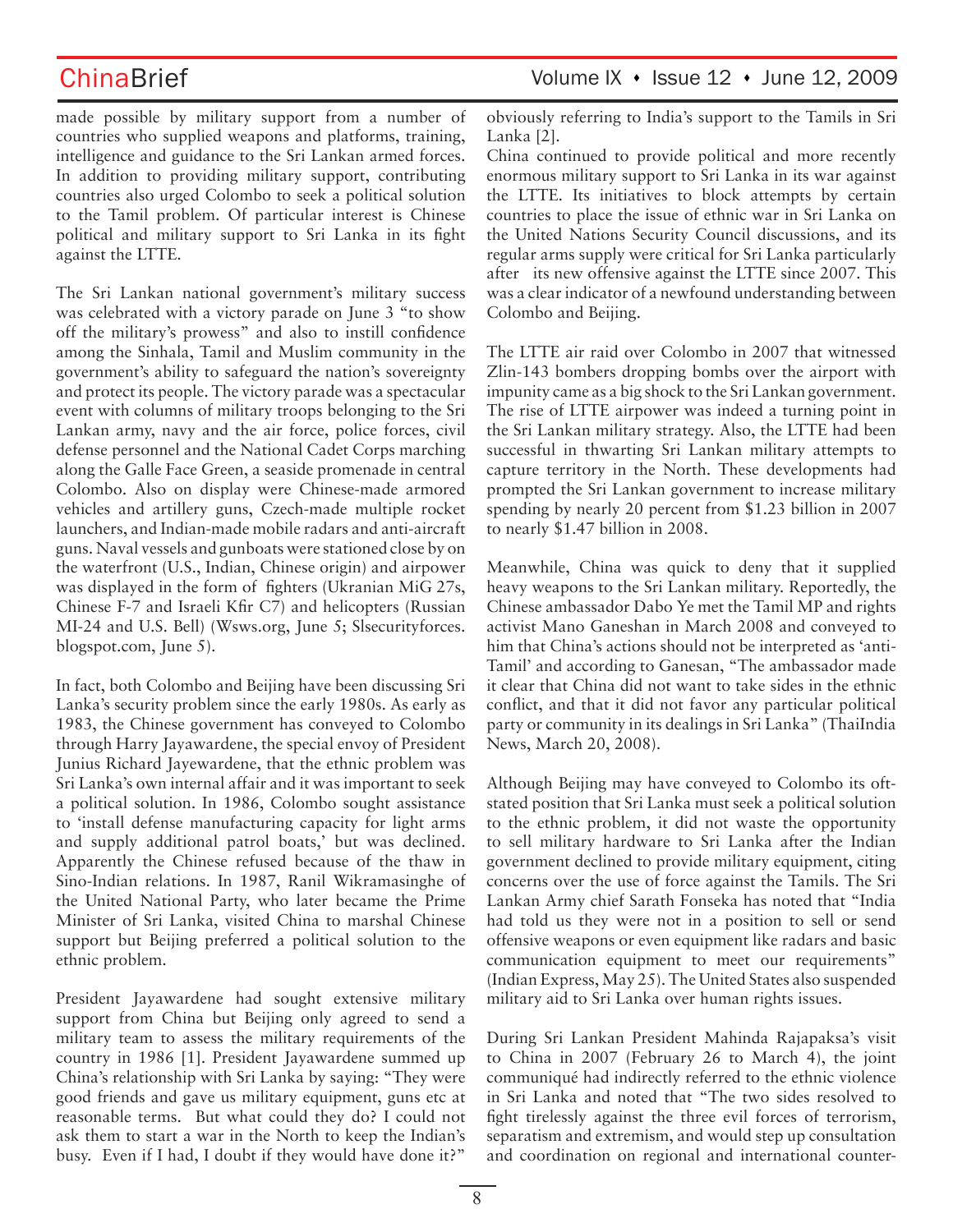made possible by military support from a number of countries who supplied weapons and platforms, training, intelligence and guidance to the Sri Lankan armed forces. In addition to providing military support, contributing countries also urged Colombo to seek a political solution to the Tamil problem. Of particular interest is Chinese political and military support to Sri Lanka in its fight against the LTTE.

The Sri Lankan national government's military success was celebrated with a victory parade on June 3 "to show off the military's prowess" and also to instill confidence among the Sinhala, Tamil and Muslim community in the government's ability to safeguard the nation's sovereignty and protect its people. The victory parade was a spectacular event with columns of military troops belonging to the Sri Lankan army, navy and the air force, police forces, civil defense personnel and the National Cadet Corps marching along the Galle Face Green, a seaside promenade in central Colombo. Also on display were Chinese-made armored vehicles and artillery guns, Czech-made multiple rocket launchers, and Indian-made mobile radars and anti-aircraft guns. Naval vessels and gunboats were stationed close by on the waterfront (U.S., Indian, Chinese origin) and airpower was displayed in the form of fighters (Ukranian MiG 27s, Chinese F-7 and Israeli Kfir C7) and helicopters (Russian MI-24 and U.S. Bell) (Wsws.org, June 5; Slsecurityforces.blogspot.com, June 5).

In fact, both Colombo and Beijing have been discussing Sri Lanka's security problem since the early 1980s. As early as 1983, the Chinese government has conveyed to Colombo through Harry Jayawardene, the special envoy of President Junius Richard Jayewardene, that the ethnic problem was Sri Lanka's own internal affair and it was important to seek a political solution. In 1986, Colombo sought assistance to 'install defense manufacturing capacity for light arms and supply additional patrol boats,' but was declined. Apparently the Chinese refused because of the thaw in Sino-Indian relations. In 1987, Ranil Wikramasinghe of the United National Party, who later became the Prime Minister of Sri Lanka, visited China to marshal Chinese support but Beijing preferred a political solution to the ethnic problem.

President Jayawardene had sought extensive military support from China but Beijing only agreed to send a military team to assess the military requirements of the country in 1986 [1]. President Jayawardene summed up China's relationship with Sri Lanka by saying: "They were good friends and gave us military equipment, guns etc at reasonable terms. But what could they do? I could not ask them to start a war in the North to keep the Indian's busy. Even if I had, I doubt if they would have done it?" obviously referring to India's support to the Tamils in Sri Lanka [2].

China continued to provide political and more recently enormous military support to Sri Lanka in its war against the LTTE. Its initiatives to block attempts by certain countries to place the issue of ethnic war in Sri Lanka on the United Nations Security Council discussions, and its regular arms supply were critical for Sri Lanka particularly after its new offensive against the LTTE since 2007. This was a clear indicator of a newfound understanding between Colombo and Beijing.

The LTTE air raid over Colombo in 2007 that witnessed Zlin-143 bombers dropping bombs over the airport with impunity came as a big shock to the Sri Lankan government. The rise of LTTE airpower was indeed a turning point in the Sri Lankan military strategy. Also, the LTTE had been successful in thwarting Sri Lankan military attempts to capture territory in the North. These developments had prompted the Sri Lankan government to increase military spending by nearly 20 percent from $1.23 billion in 2007 to nearly $1.47 billion in 2008.

Meanwhile, China was quick to deny that it supplied heavy weapons to the Sri Lankan military. Reportedly, the Chinese ambassador Dabo Ye met the Tamil MP and rights activist Mano Ganeshan in March 2008 and conveyed to him that China's actions should not be interpreted as 'anti-Tamil' and according to Ganesan, "The ambassador made it clear that China did not want to take sides in the ethnic conflict, and that it did not favor any particular political party or community in its dealings in Sri Lanka" (ThaiIndia News, March 20, 2008).

Although Beijing may have conveyed to Colombo its oft-stated position that Sri Lanka must seek a political solution to the ethnic problem, it did not waste the opportunity to sell military hardware to Sri Lanka after the Indian government declined to provide military equipment, citing concerns over the use of force against the Tamils. The Sri Lankan Army chief Sarath Fonseka has noted that "India had told us they were not in a position to sell or send offensive weapons or even equipment like radars and basic communication equipment to meet our requirements" (Indian Express, May 25). The United States also suspended military aid to Sri Lanka over human rights issues.

During Sri Lankan President Mahinda Rajapaksa's visit to China in 2007 (February 26 to March 4), the joint communiqué had indirectly referred to the ethnic violence in Sri Lanka and noted that "The two sides resolved to fight tirelessly against the three evil forces of terrorism, separatism and extremism, and would step up consultation and coordination on regional and international counter-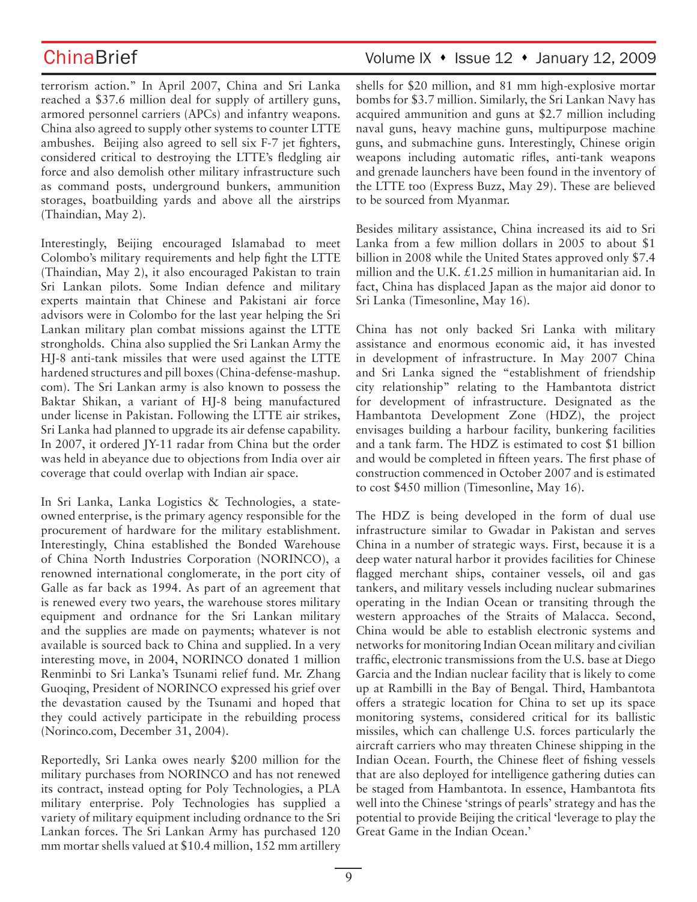terrorism action." In April 2007, China and Sri Lanka reached a $37.6 million deal for supply of artillery guns, armored personnel carriers (APCs) and infantry weapons. China also agreed to supply other systems to counter LTTE ambushes. Beijing also agreed to sell six F-7 jet fighters, considered critical to destroying the LTTE's fledgling air force and also demolish other military infrastructure such as command posts, underground bunkers, ammunition storages, boatbuilding yards and above all the airstrips (Thaindian, May 2).

Interestingly, Beijing encouraged Islamabad to meet Colombo's military requirements and help fight the LTTE (Thaindian, May 2), it also encouraged Pakistan to train Sri Lankan pilots. Some Indian defence and military experts maintain that Chinese and Pakistani air force advisors were in Colombo for the last year helping the Sri Lankan military plan combat missions against the LTTE strongholds. China also supplied the Sri Lankan Army the HJ-8 anti-tank missiles that were used against the LTTE hardened structures and pill boxes (China-defense-mashup.com). The Sri Lankan army is also known to possess the Baktar Shikan, a variant of HJ-8 being manufactured under license in Pakistan. Following the LTTE air strikes, Sri Lanka had planned to upgrade its air defense capability. In 2007, it ordered JY-11 radar from China but the order was held in abeyance due to objections from India over air coverage that could overlap with Indian air space.

In Sri Lanka, Lanka Logistics & Technologies, a state-owned enterprise, is the primary agency responsible for the procurement of hardware for the military establishment. Interestingly, China established the Bonded Warehouse of China North Industries Corporation (NORINCO), a renowned international conglomerate, in the port city of Galle as far back as 1994. As part of an agreement that is renewed every two years, the warehouse stores military equipment and ordnance for the Sri Lankan military and the supplies are made on payments; whatever is not available is sourced back to China and supplied. In a very interesting move, in 2004, NORINCO donated 1 million Renminbi to Sri Lanka's Tsunami relief fund. Mr. Zhang Guoqing, President of NORINCO expressed his grief over the devastation caused by the Tsunami and hoped that they could actively participate in the rebuilding process (Norinco.com, December 31, 2004).

Reportedly, Sri Lanka owes nearly $200 million for the military purchases from NORINCO and has not renewed its contract, instead opting for Poly Technologies, a PLA military enterprise. Poly Technologies has supplied a variety of military equipment including ordnance to the Sri Lankan forces. The Sri Lankan Army has purchased 120 mm mortar shells valued at $10.4 million, 152 mm artillery shells for $20 million, and 81 mm high-explosive mortar bombs for $3.7 million. Similarly, the Sri Lankan Navy has acquired ammunition and guns at $2.7 million including naval guns, heavy machine guns, multipurpose machine guns, and submachine guns. Interestingly, Chinese origin weapons including automatic rifles, anti-tank weapons and grenade launchers have been found in the inventory of the LTTE too (Express Buzz, May 29). These are believed to be sourced from Myanmar.

Besides military assistance, China increased its aid to Sri Lanka from a few million dollars in 2005 to about $1 billion in 2008 while the United States approved only $7.4 million and the U.K. £1.25 million in humanitarian aid. In fact, China has displaced Japan as the major aid donor to Sri Lanka (Timesonline, May 16).

China has not only backed Sri Lanka with military assistance and enormous economic aid, it has invested in development of infrastructure. In May 2007 China and Sri Lanka signed the "establishment of friendship city relationship" relating to the Hambantota district for development of infrastructure. Designated as the Hambantota Development Zone (HDZ), the project envisages building a harbour facility, bunkering facilities and a tank farm. The HDZ is estimated to cost $1 billion and would be completed in fifteen years. The first phase of construction commenced in October 2007 and is estimated to cost $450 million (Timesonline, May 16).

The HDZ is being developed in the form of dual use infrastructure similar to Gwadar in Pakistan and serves China in a number of strategic ways. First, because it is a deep water natural harbor it provides facilities for Chinese flagged merchant ships, container vessels, oil and gas tankers, and military vessels including nuclear submarines operating in the Indian Ocean or transiting through the western approaches of the Straits of Malacca. Second, China would be able to establish electronic systems and networks for monitoring Indian Ocean military and civilian traffic, electronic transmissions from the U.S. base at Diego Garcia and the Indian nuclear facility that is likely to come up at Rambilli in the Bay of Bengal. Third, Hambantota offers a strategic location for China to set up its space monitoring systems, considered critical for its ballistic missiles, which can challenge U.S. forces particularly the aircraft carriers who may threaten Chinese shipping in the Indian Ocean. Fourth, the Chinese fleet of fishing vessels that are also deployed for intelligence gathering duties can be staged from Hambantota. In essence, Hambantota fits well into the Chinese 'strings of pearls' strategy and has the potential to provide Beijing the critical 'leverage to play the Great Game in the Indian Ocean.'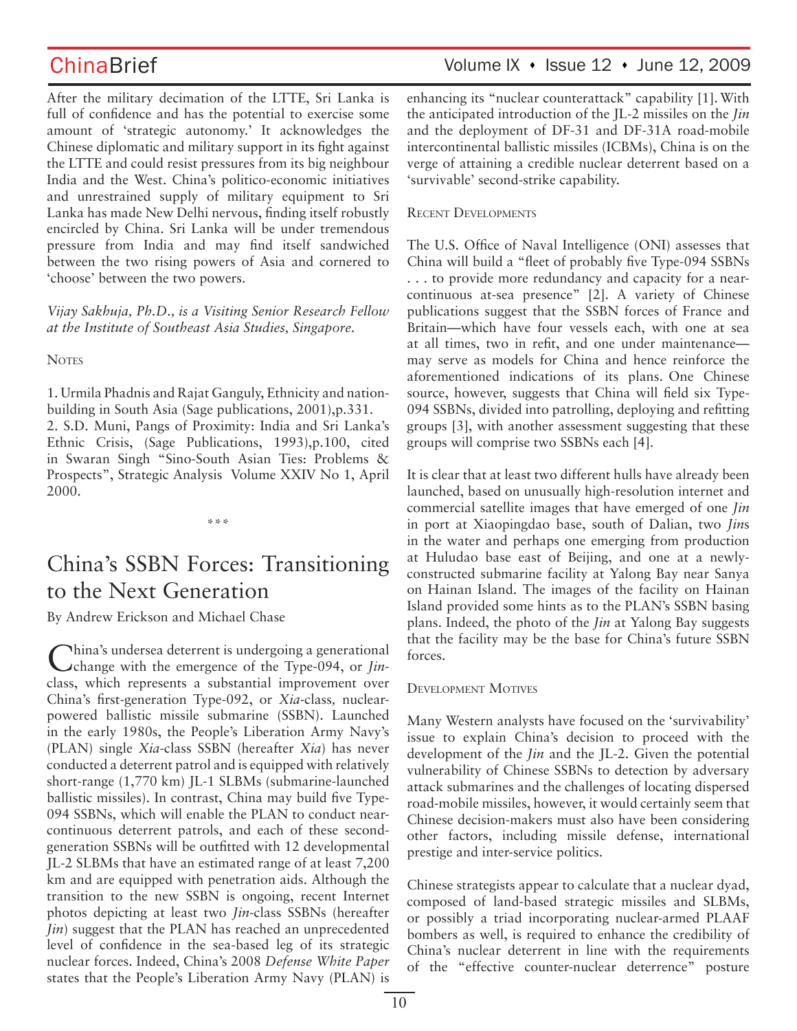After the military decimation of the LTTE, Sri Lanka is full of confidence and has the potential to exercise some amount of 'strategic autonomy.' It acknowledges the Chinese diplomatic and military support in its fight against the LTTE and could resist pressures from its big neighbour India and the West. China's politico-economic initiatives and unrestrained supply of military equipment to Sri Lanka has made New Delhi nervous, finding itself robustly encircled by China. Sri Lanka will be under tremendous pressure from India and may find itself sandwiched between the two rising powers of Asia and cornered to 'choose' between the two powers.

*Vijay Sakhuja, Ph.D., is a Visiting Senior Research Fellow at the Institute of Southeast Asia Studies, Singapore.*

Notes

1. Urmila Phadnis and Rajat Ganguly, Ethnicity and nation-building in South Asia (Sage publications, 2001),p.331.
2. S.D. Muni, Pangs of Proximity: India and Sri Lanka's Ethnic Crisis, (Sage Publications, 1993),p.100, cited in Swaran Singh "Sino-South Asian Ties: Problems & Prospects", Strategic Analysis Volume XXIV No 1, April 2000.

\*\*\*

# China's SSBN Forces: Transitioning to the Next Generation

By Andrew Erickson and Michael Chase

China's undersea deterrent is undergoing a generational change with the emergence of the Type-094, or *Jin*-class, which represents a substantial improvement over China's first-generation Type-092, or *Xia*-class, nuclear-powered ballistic missile submarine (SSBN). Launched in the early 1980s, the People's Liberation Army Navy's (PLAN) single *Xia*-class SSBN (hereafter *Xia*) has never conducted a deterrent patrol and is equipped with relatively short-range (1,770 km) JL-1 SLBMs (submarine-launched ballistic missiles). In contrast, China may build five Type-094 SSBNs, which will enable the PLAN to conduct near-continuous deterrent patrols, and each of these second-generation SSBNs will be outfitted with 12 developmental JL-2 SLBMs that have an estimated range of at least 7,200 km and are equipped with penetration aids. Although the transition to the new SSBN is ongoing, recent Internet photos depicting at least two *Jin*-class SSBNs (hereafter *Jin*) suggest that the PLAN has reached an unprecedented level of confidence in the sea-based leg of its strategic nuclear forces. Indeed, China's 2008 *Defense White Paper* states that the People's Liberation Army Navy (PLAN) is enhancing its "nuclear counterattack" capability [1]. With the anticipated introduction of the JL-2 missiles on the *Jin* and the deployment of DF-31 and DF-31A road-mobile intercontinental ballistic missiles (ICBMs), China is on the verge of attaining a credible nuclear deterrent based on a 'survivable' second-strike capability.

## Recent Developments

The U.S. Office of Naval Intelligence (ONI) assesses that China will build a "fleet of probably five Type-094 SSBNs . . . to provide more redundancy and capacity for a near-continuous at-sea presence" [2]. A variety of Chinese publications suggest that the SSBN forces of France and Britain—which have four vessels each, with one at sea at all times, two in refit, and one under maintenance—may serve as models for China and hence reinforce the aforementioned indications of its plans. One Chinese source, however, suggests that China will field six Type-094 SSBNs, divided into patrolling, deploying and refitting groups [3], with another assessment suggesting that these groups will comprise two SSBNs each [4].

It is clear that at least two different hulls have already been launched, based on unusually high-resolution internet and commercial satellite images that have emerged of one *Jin* in port at Xiaopingdao base, south of Dalian, two *Jin*s in the water and perhaps one emerging from production at Huludao base east of Beijing, and one at a newly-constructed submarine facility at Yalong Bay near Sanya on Hainan Island. The images of the facility on Hainan Island provided some hints as to the PLAN's SSBN basing plans. Indeed, the photo of the *Jin* at Yalong Bay suggests that the facility may be the base for China's future SSBN forces.

## Development Motives

Many Western analysts have focused on the 'survivability' issue to explain China's decision to proceed with the development of the *Jin* and the JL-2. Given the potential vulnerability of Chinese SSBNs to detection by adversary attack submarines and the challenges of locating dispersed road-mobile missiles, however, it would certainly seem that Chinese decision-makers must also have been considering other factors, including missile defense, international prestige and inter-service politics.

Chinese strategists appear to calculate that a nuclear dyad, composed of land-based strategic missiles and SLBMs, or possibly a triad incorporating nuclear-armed PLAAF bombers as well, is required to enhance the credibility of China's nuclear deterrent in line with the requirements of the "effective counter-nuclear deterrence" posture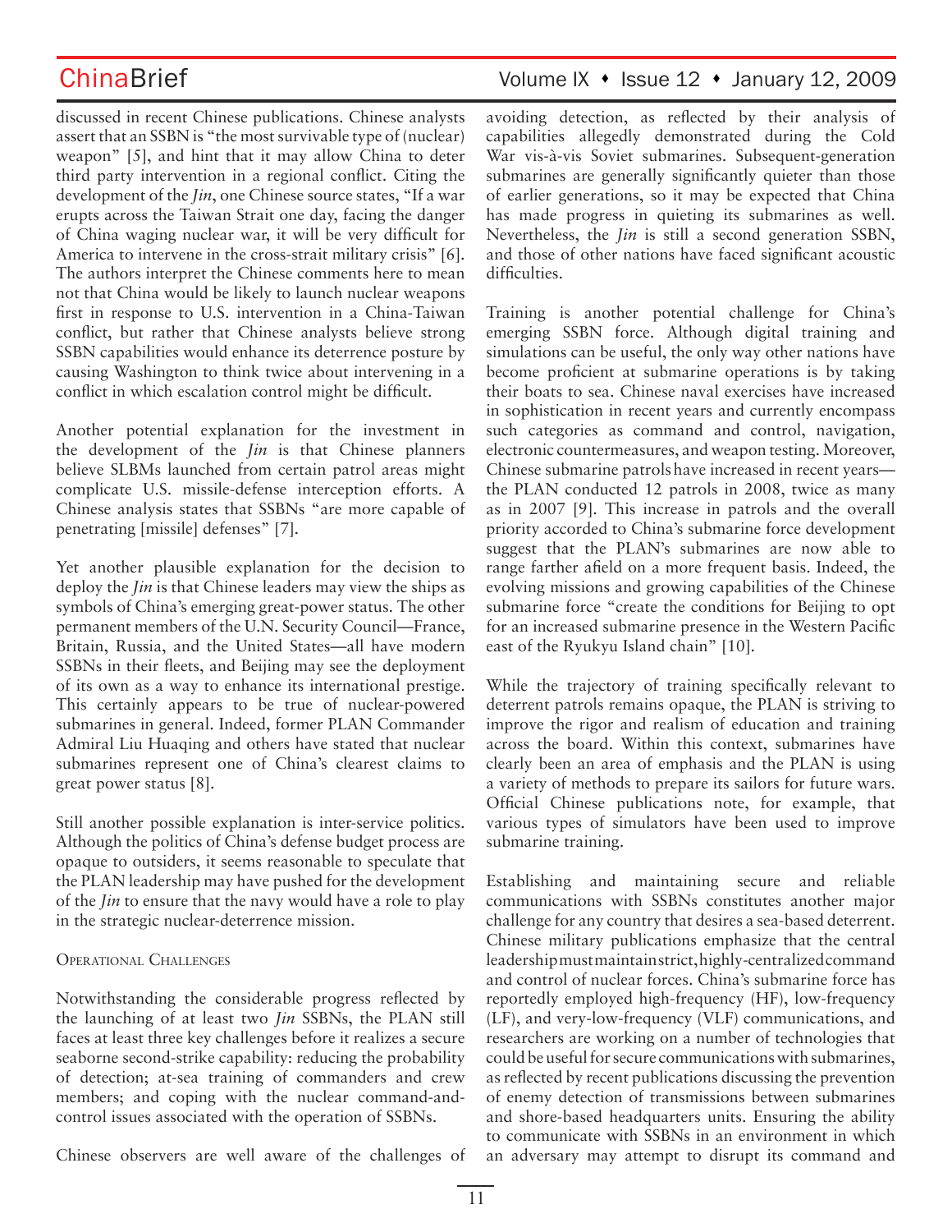discussed in recent Chinese publications. Chinese analysts assert that an SSBN is "the most survivable type of (nuclear) weapon" [5], and hint that it may allow China to deter third party intervention in a regional conflict. Citing the development of the *Jin*, one Chinese source states, "If a war erupts across the Taiwan Strait one day, facing the danger of China waging nuclear war, it will be very difficult for America to intervene in the cross-strait military crisis" [6]. The authors interpret the Chinese comments here to mean not that China would be likely to launch nuclear weapons first in response to U.S. intervention in a China-Taiwan conflict, but rather that Chinese analysts believe strong SSBN capabilities would enhance its deterrence posture by causing Washington to think twice about intervening in a conflict in which escalation control might be difficult.

Another potential explanation for the investment in the development of the *Jin* is that Chinese planners believe SLBMs launched from certain patrol areas might complicate U.S. missile-defense interception efforts. A Chinese analysis states that SSBNs "are more capable of penetrating [missile] defenses" [7].

Yet another plausible explanation for the decision to deploy the *Jin* is that Chinese leaders may view the ships as symbols of China's emerging great-power status. The other permanent members of the U.N. Security Council—France, Britain, Russia, and the United States—all have modern SSBNs in their fleets, and Beijing may see the deployment of its own as a way to enhance its international prestige. This certainly appears to be true of nuclear-powered submarines in general. Indeed, former PLAN Commander Admiral Liu Huaqing and others have stated that nuclear submarines represent one of China's clearest claims to great power status [8].

Still another possible explanation is inter-service politics. Although the politics of China's defense budget process are opaque to outsiders, it seems reasonable to speculate that the PLAN leadership may have pushed for the development of the *Jin* to ensure that the navy would have a role to play in the strategic nuclear-deterrence mission.

## Operational Challenges

Notwithstanding the considerable progress reflected by the launching of at least two *Jin* SSBNs, the PLAN still faces at least three key challenges before it realizes a secure seaborne second-strike capability: reducing the probability of detection; at-sea training of commanders and crew members; and coping with the nuclear command-and-control issues associated with the operation of SSBNs.

Chinese observers are well aware of the challenges of avoiding detection, as reflected by their analysis of capabilities allegedly demonstrated during the Cold War vis-à-vis Soviet submarines. Subsequent-generation submarines are generally significantly quieter than those of earlier generations, so it may be expected that China has made progress in quieting its submarines as well. Nevertheless, the *Jin* is still a second generation SSBN, and those of other nations have faced significant acoustic difficulties.

Training is another potential challenge for China's emerging SSBN force. Although digital training and simulations can be useful, the only way other nations have become proficient at submarine operations is by taking their boats to sea. Chinese naval exercises have increased in sophistication in recent years and currently encompass such categories as command and control, navigation, electronic countermeasures, and weapon testing. Moreover, Chinese submarine patrols have increased in recent years—the PLAN conducted 12 patrols in 2008, twice as many as in 2007 [9]. This increase in patrols and the overall priority accorded to China's submarine force development suggest that the PLAN's submarines are now able to range farther afield on a more frequent basis. Indeed, the evolving missions and growing capabilities of the Chinese submarine force "create the conditions for Beijing to opt for an increased submarine presence in the Western Pacific east of the Ryukyu Island chain" [10].

While the trajectory of training specifically relevant to deterrent patrols remains opaque, the PLAN is striving to improve the rigor and realism of education and training across the board. Within this context, submarines have clearly been an area of emphasis and the PLAN is using a variety of methods to prepare its sailors for future wars. Official Chinese publications note, for example, that various types of simulators have been used to improve submarine training.

Establishing and maintaining secure and reliable communications with SSBNs constitutes another major challenge for any country that desires a sea-based deterrent. Chinese military publications emphasize that the central leadership must maintain strict, highly-centralized command and control of nuclear forces. China's submarine force has reportedly employed high-frequency (HF), low-frequency (LF), and very-low-frequency (VLF) communications, and researchers are working on a number of technologies that could be useful for secure communications with submarines, as reflected by recent publications discussing the prevention of enemy detection of transmissions between submarines and shore-based headquarters units. Ensuring the ability to communicate with SSBNs in an environment in which an adversary may attempt to disrupt its command and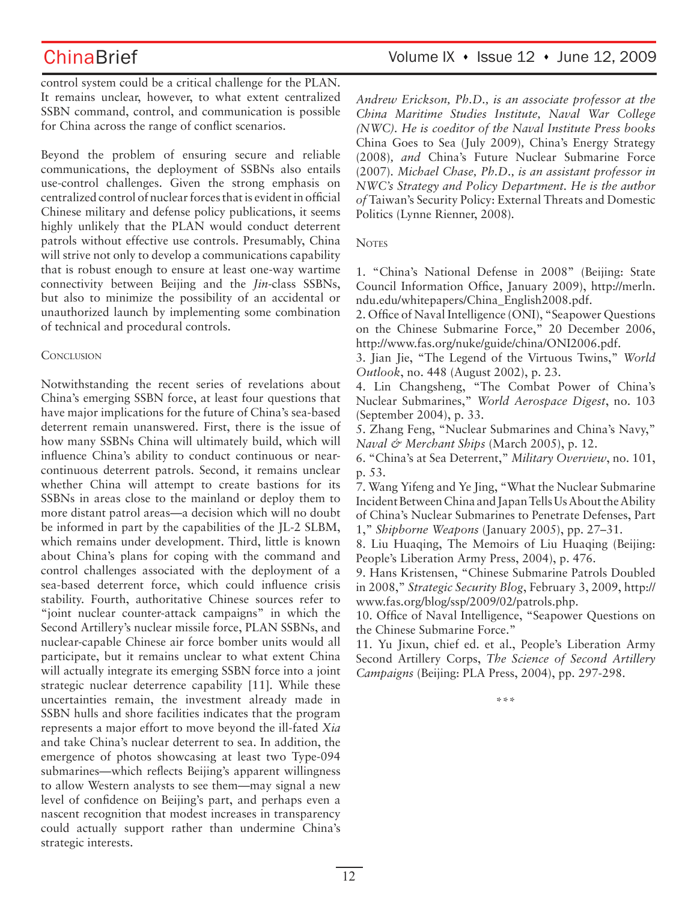control system could be a critical challenge for the PLAN. It remains unclear, however, to what extent centralized SSBN command, control, and communication is possible for China across the range of conflict scenarios.

Beyond the problem of ensuring secure and reliable communications, the deployment of SSBNs also entails use-control challenges. Given the strong emphasis on centralized control of nuclear forces that is evident in official Chinese military and defense policy publications, it seems highly unlikely that the PLAN would conduct deterrent patrols without effective use controls. Presumably, China will strive not only to develop a communications capability that is robust enough to ensure at least one-way wartime connectivity between Beijing and the *Jin*-class SSBNs, but also to minimize the possibility of an accidental or unauthorized launch by implementing some combination of technical and procedural controls.

## Conclusion

Notwithstanding the recent series of revelations about China's emerging SSBN force, at least four questions that have major implications for the future of China's sea-based deterrent remain unanswered. First, there is the issue of how many SSBNs China will ultimately build, which will influence China's ability to conduct continuous or near-continuous deterrent patrols. Second, it remains unclear whether China will attempt to create bastions for its SSBNs in areas close to the mainland or deploy them to more distant patrol areas—a decision which will no doubt be informed in part by the capabilities of the JL-2 SLBM, which remains under development. Third, little is known about China's plans for coping with the command and control challenges associated with the deployment of a sea-based deterrent force, which could influence crisis stability. Fourth, authoritative Chinese sources refer to "joint nuclear counter-attack campaigns" in which the Second Artillery's nuclear missile force, PLAN SSBNs, and nuclear-capable Chinese air force bomber units would all participate, but it remains unclear to what extent China will actually integrate its emerging SSBN force into a joint strategic nuclear deterrence capability [11]. While these uncertainties remain, the investment already made in SSBN hulls and shore facilities indicates that the program represents a major effort to move beyond the ill-fated *Xia* and take China's nuclear deterrent to sea. In addition, the emergence of photos showcasing at least two Type-094 submarines—which reflects Beijing's apparent willingness to allow Western analysts to see them—may signal a new level of confidence on Beijing's part, and perhaps even a nascent recognition that modest increases in transparency could actually support rather than undermine China's strategic interests.

*Andrew Erickson, Ph.D., is an associate professor at the China Maritime Studies Institute, Naval War College (NWC). He is coeditor of the Naval Institute Press books* China Goes to Sea (July 2009), China's Energy Strategy (2008), *and* China's Future Nuclear Submarine Force (2007). *Michael Chase, Ph.D., is an assistant professor in NWC's Strategy and Policy Department. He is the author of* Taiwan's Security Policy: External Threats and Domestic Politics (Lynne Rienner, 2008).

## Notes

1. "China's National Defense in 2008" (Beijing: State Council Information Office, January 2009), http://merln.ndu.edu/whitepapers/China_English2008.pdf.
2. Office of Naval Intelligence (ONI), "Seapower Questions on the Chinese Submarine Force," 20 December 2006, http://www.fas.org/nuke/guide/china/ONI2006.pdf.
3. Jian Jie, "The Legend of the Virtuous Twins," *World Outlook*, no. 448 (August 2002), p. 23.
4. Lin Changsheng, "The Combat Power of China's Nuclear Submarines," *World Aerospace Digest*, no. 103 (September 2004), p. 33.
5. Zhang Feng, "Nuclear Submarines and China's Navy," *Naval & Merchant Ships* (March 2005), p. 12.
6. "China's at Sea Deterrent," *Military Overview*, no. 101, p. 53.
7. Wang Yifeng and Ye Jing, "What the Nuclear Submarine Incident Between China and Japan Tells Us About the Ability of China's Nuclear Submarines to Penetrate Defenses, Part 1," *Shipborne Weapons* (January 2005), pp. 27–31.
8. Liu Huaqing, The Memoirs of Liu Huaqing (Beijing: People's Liberation Army Press, 2004), p. 476.
9. Hans Kristensen, "Chinese Submarine Patrols Doubled in 2008," *Strategic Security Blog*, February 3, 2009, http://www.fas.org/blog/ssp/2009/02/patrols.php.
10. Office of Naval Intelligence, "Seapower Questions on the Chinese Submarine Force."
11. Yu Jixun, chief ed. et al., People's Liberation Army Second Artillery Corps, *The Science of Second Artillery Campaigns* (Beijing: PLA Press, 2004), pp. 297-298.

*\*\*